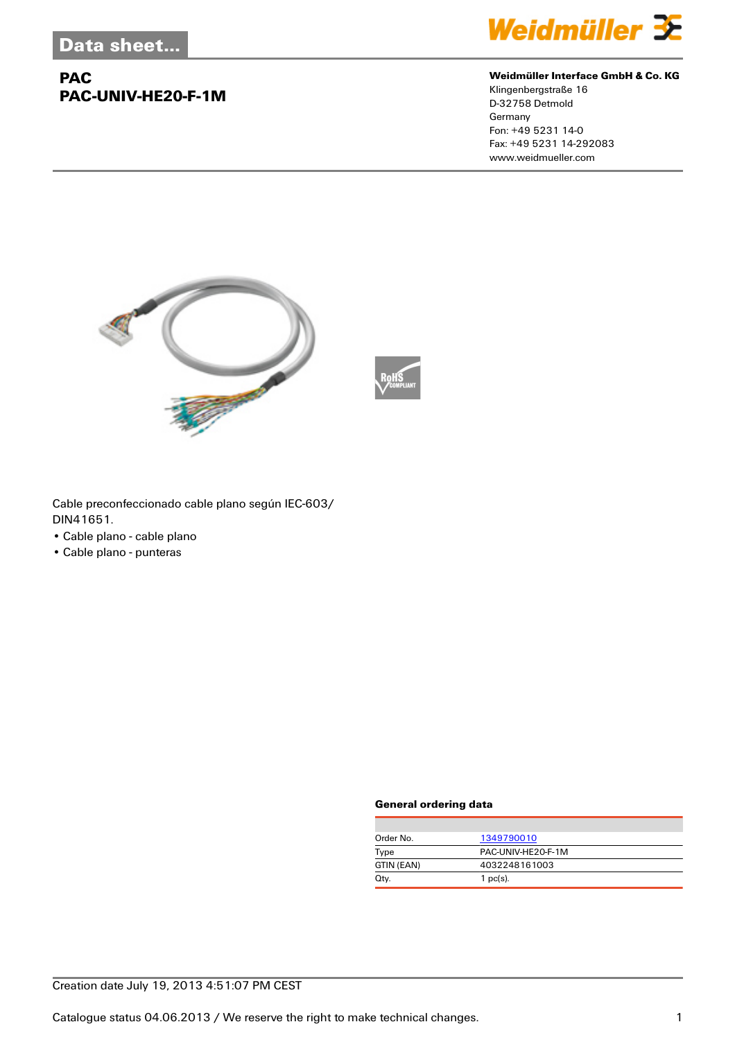Data sheet...

# PAC
# PAC-UNIV-HE20-F-1M

**Weidmüller Interface GmbH & Co. KG**
Klingenbergstraße 16
D-32758 Detmold
Germany
Fon: +49 5231 14-0
Fax: +49 5231 14-292083
www.weidmueller.com

Cable preconfeccionado cable plano según IEC-603/ DIN41651.

- Cable plano - cable plano
- Cable plano - punteras

### General ordering data

| | |
|---|---|
| Order No. | 1349790010 |
| Type | PAC-UNIV-HE20-F-1M |
| GTIN (EAN) | 4032248161003 |
| Qty. | 1 pc(s). |

Creation date July 19, 2013 4:51:07 PM CEST

Catalogue status 04.06.2013 / We reserve the right to make technical changes.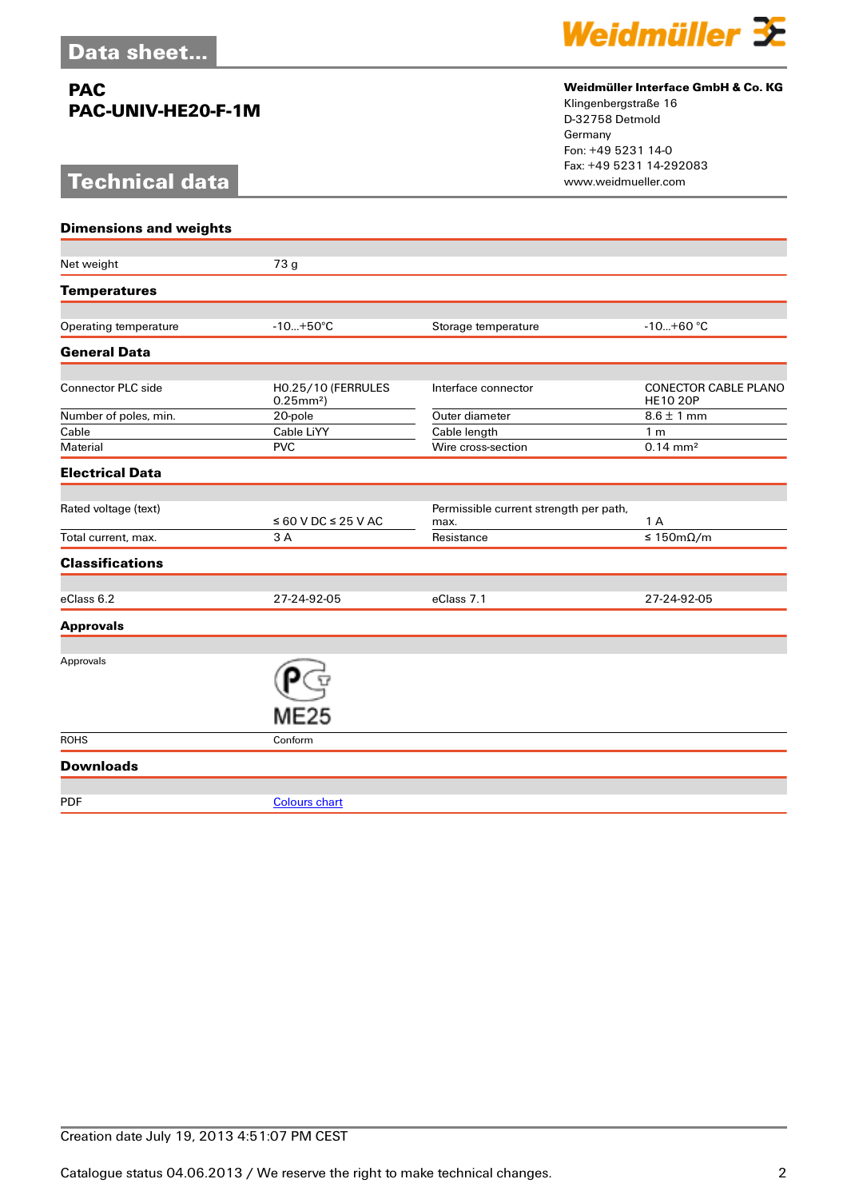# Data sheet...

## PAC
## PAC-UNIV-HE20-F-1M

**Weidmüller Interface GmbH & Co. KG**
Klingenbergstraße 16
D-32758 Detmold
Germany
Fon: +49 5231 14-0
Fax: +49 5231 14-292083
www.weidmueller.com

# Technical data

### Dimensions and weights

| | | | |
|---|---|---|---|
| Net weight | 73 g | | |

### Temperatures

| | | | |
|---|---|---|---|
| Operating temperature | -10...+50°C | Storage temperature | -10...+60 °C |

### General Data

| | | | |
|---|---|---|---|
| Connector PLC side | H0.25/10 (FERRULES 0.25mm²) | Interface connector | CONECTOR CABLE PLANO HE10 20P |
| Number of poles, min. | 20-pole | Outer diameter | 8.6 ± 1 mm |
| Cable | Cable LiYY | Cable length | 1 m |
| Material | PVC | Wire cross-section | 0.14 mm² |

### Electrical Data

| | | | |
|---|---|---|---|
| Rated voltage (text) | ≤ 60 V DC ≤ 25 V AC | Permissible current strength per path, max. | 1 A |
| Total current, max. | 3 A | Resistance | ≤ 150mΩ/m |

### Classifications

| | | | |
|---|---|---|---|
| eClass 6.2 | 27-24-92-05 | eClass 7.1 | 27-24-92-05 |

### Approvals

| | |
|---|---|
| Approvals | ME25 |
| ROHS | Conform |

### Downloads

| | |
|---|---|
| PDF | Colours chart |

Creation date July 19, 2013 4:51:07 PM CEST

Catalogue status 04.06.2013 / We reserve the right to make technical changes.